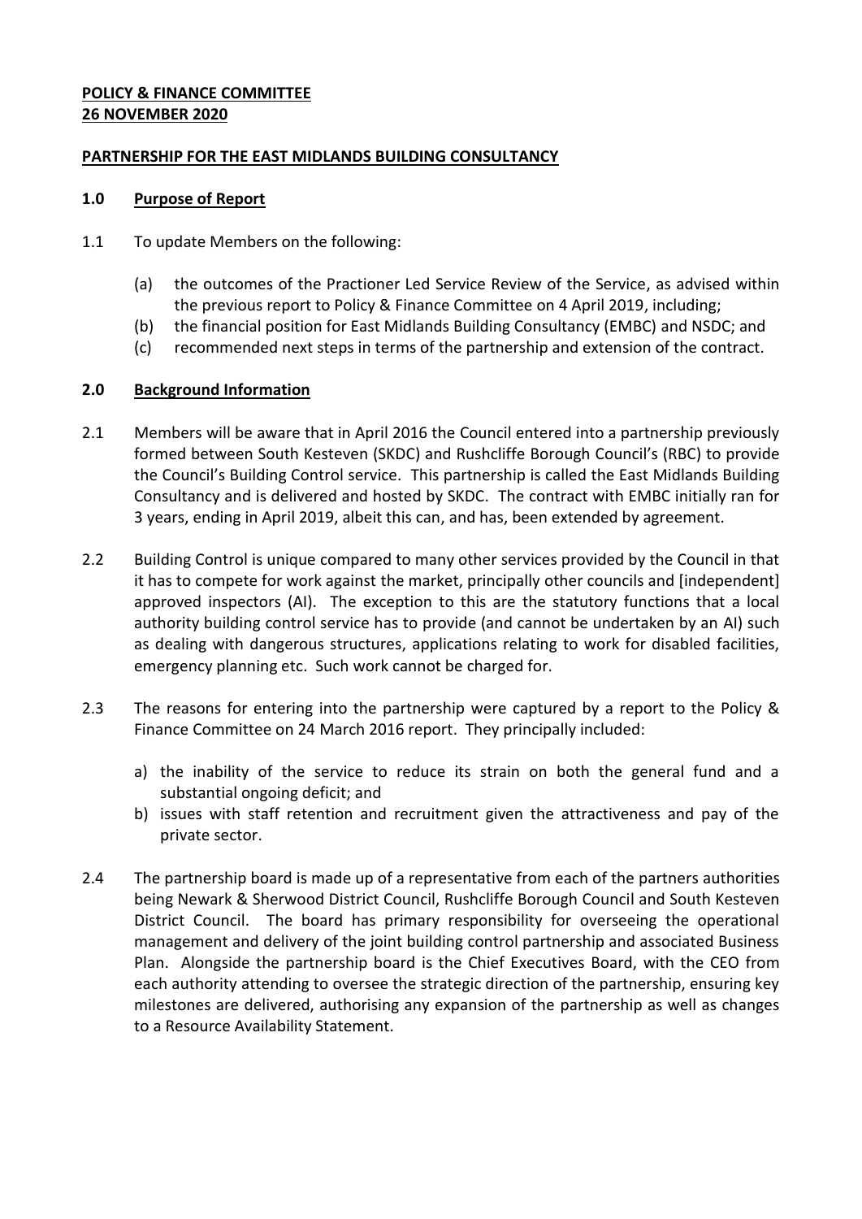**POLICY & FINANCE COMMITTEE**
**26 NOVEMBER 2020**

**PARTNERSHIP FOR THE EAST MIDLANDS BUILDING CONSULTANCY**

## 1.0 Purpose of Report

1.1 To update Members on the following:

(a) the outcomes of the Practioner Led Service Review of the Service, as advised within the previous report to Policy & Finance Committee on 4 April 2019, including;

(b) the financial position for East Midlands Building Consultancy (EMBC) and NSDC; and

(c) recommended next steps in terms of the partnership and extension of the contract.

## 2.0 Background Information

2.1 Members will be aware that in April 2016 the Council entered into a partnership previously formed between South Kesteven (SKDC) and Rushcliffe Borough Council's (RBC) to provide the Council's Building Control service. This partnership is called the East Midlands Building Consultancy and is delivered and hosted by SKDC. The contract with EMBC initially ran for 3 years, ending in April 2019, albeit this can, and has, been extended by agreement.

2.2 Building Control is unique compared to many other services provided by the Council in that it has to compete for work against the market, principally other councils and [independent] approved inspectors (AI). The exception to this are the statutory functions that a local authority building control service has to provide (and cannot be undertaken by an AI) such as dealing with dangerous structures, applications relating to work for disabled facilities, emergency planning etc. Such work cannot be charged for.

2.3 The reasons for entering into the partnership were captured by a report to the Policy & Finance Committee on 24 March 2016 report. They principally included:

a) the inability of the service to reduce its strain on both the general fund and a substantial ongoing deficit; and

b) issues with staff retention and recruitment given the attractiveness and pay of the private sector.

2.4 The partnership board is made up of a representative from each of the partners authorities being Newark & Sherwood District Council, Rushcliffe Borough Council and South Kesteven District Council. The board has primary responsibility for overseeing the operational management and delivery of the joint building control partnership and associated Business Plan. Alongside the partnership board is the Chief Executives Board, with the CEO from each authority attending to oversee the strategic direction of the partnership, ensuring key milestones are delivered, authorising any expansion of the partnership as well as changes to a Resource Availability Statement.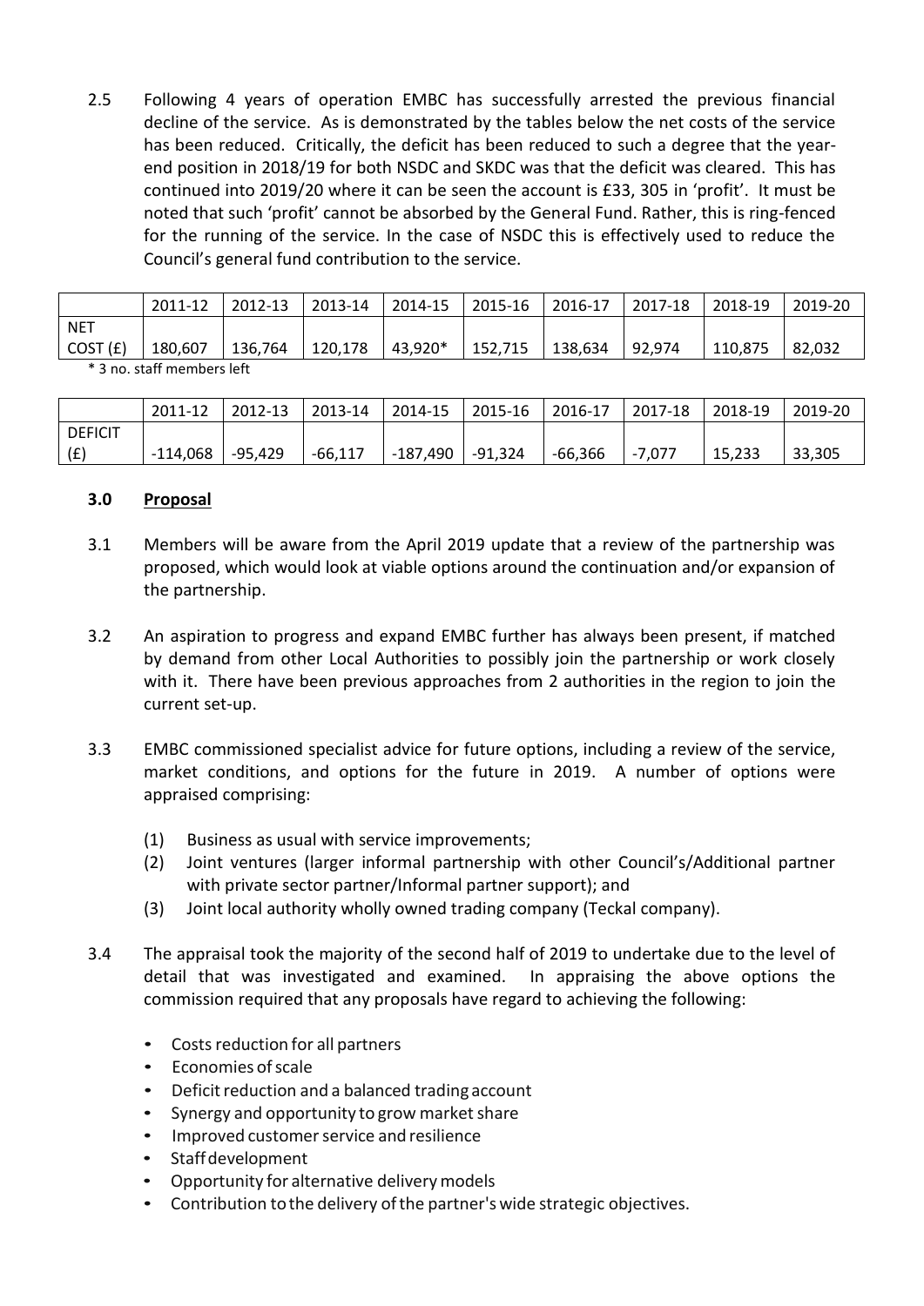2.5 Following 4 years of operation EMBC has successfully arrested the previous financial decline of the service. As is demonstrated by the tables below the net costs of the service has been reduced. Critically, the deficit has been reduced to such a degree that the year-end position in 2018/19 for both NSDC and SKDC was that the deficit was cleared. This has continued into 2019/20 where it can be seen the account is £33, 305 in 'profit'. It must be noted that such 'profit' cannot be absorbed by the General Fund. Rather, this is ring-fenced for the running of the service. In the case of NSDC this is effectively used to reduce the Council's general fund contribution to the service.

| | 2011-12 | 2012-13 | 2013-14 | 2014-15 | 2015-16 | 2016-17 | 2017-18 | 2018-19 | 2019-20 |
|---|---|---|---|---|---|---|---|---|---|
| NET COST (£) | 180,607 | 136,764 | 120,178 | 43,920* | 152,715 | 138,634 | 92,974 | 110,875 | 82,032 |

\* 3 no. staff members left

| | 2011-12 | 2012-13 | 2013-14 | 2014-15 | 2015-16 | 2016-17 | 2017-18 | 2018-19 | 2019-20 |
|---|---|---|---|---|---|---|---|---|---|
| DEFICIT (£) | -114,068 | -95,429 | -66,117 | -187,490 | -91,324 | -66,366 | -7,077 | 15,233 | 33,305 |

## 3.0 Proposal

3.1 Members will be aware from the April 2019 update that a review of the partnership was proposed, which would look at viable options around the continuation and/or expansion of the partnership.

3.2 An aspiration to progress and expand EMBC further has always been present, if matched by demand from other Local Authorities to possibly join the partnership or work closely with it. There have been previous approaches from 2 authorities in the region to join the current set-up.

3.3 EMBC commissioned specialist advice for future options, including a review of the service, market conditions, and options for the future in 2019. A number of options were appraised comprising:

(1) Business as usual with service improvements;
(2) Joint ventures (larger informal partnership with other Council's/Additional partner with private sector partner/Informal partner support); and
(3) Joint local authority wholly owned trading company (Teckal company).

3.4 The appraisal took the majority of the second half of 2019 to undertake due to the level of detail that was investigated and examined. In appraising the above options the commission required that any proposals have regard to achieving the following:

- Costs reduction for all partners
- Economies of scale
- Deficit reduction and a balanced trading account
- Synergy and opportunity to grow market share
- Improved customer service and resilience
- Staff development
- Opportunity for alternative delivery models
- Contribution to the delivery of the partner's wide strategic objectives.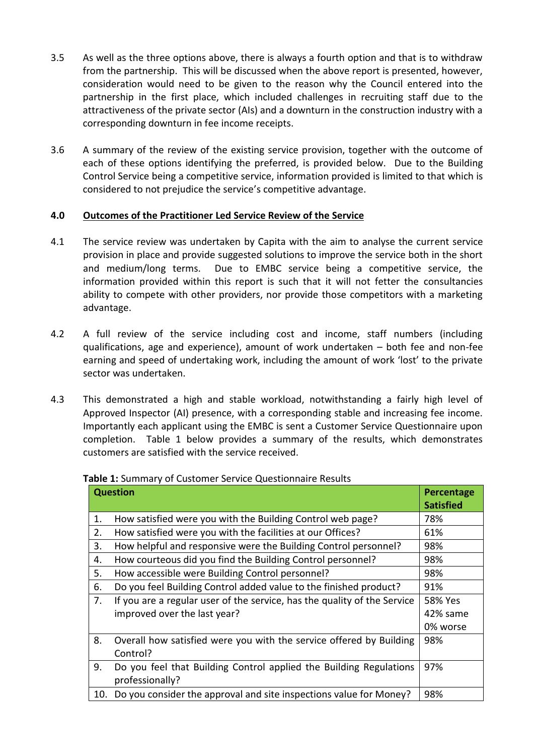3.5 As well as the three options above, there is always a fourth option and that is to withdraw from the partnership. This will be discussed when the above report is presented, however, consideration would need to be given to the reason why the Council entered into the partnership in the first place, which included challenges in recruiting staff due to the attractiveness of the private sector (AIs) and a downturn in the construction industry with a corresponding downturn in fee income receipts.

3.6 A summary of the review of the existing service provision, together with the outcome of each of these options identifying the preferred, is provided below. Due to the Building Control Service being a competitive service, information provided is limited to that which is considered to not prejudice the service's competitive advantage.

## 4.0 Outcomes of the Practitioner Led Service Review of the Service

4.1 The service review was undertaken by Capita with the aim to analyse the current service provision in place and provide suggested solutions to improve the service both in the short and medium/long terms. Due to EMBC service being a competitive service, the information provided within this report is such that it will not fetter the consultancies ability to compete with other providers, nor provide those competitors with a marketing advantage.

4.2 A full review of the service including cost and income, staff numbers (including qualifications, age and experience), amount of work undertaken – both fee and non-fee earning and speed of undertaking work, including the amount of work 'lost' to the private sector was undertaken.

4.3 This demonstrated a high and stable workload, notwithstanding a fairly high level of Approved Inspector (AI) presence, with a corresponding stable and increasing fee income. Importantly each applicant using the EMBC is sent a Customer Service Questionnaire upon completion. Table 1 below provides a summary of the results, which demonstrates customers are satisfied with the service received.

**Table 1:** Summary of Customer Service Questionnaire Results

| Question | | Percentage Satisfied |
|---|---|---|
| 1. | How satisfied were you with the Building Control web page? | 78% |
| 2. | How satisfied were you with the facilities at our Offices? | 61% |
| 3. | How helpful and responsive were the Building Control personnel? | 98% |
| 4. | How courteous did you find the Building Control personnel? | 98% |
| 5. | How accessible were Building Control personnel? | 98% |
| 6. | Do you feel Building Control added value to the finished product? | 91% |
| 7. | If you are a regular user of the service, has the quality of the Service improved over the last year? | 58% Yes<br>42% same<br>0% worse |
| 8. | Overall how satisfied were you with the service offered by Building Control? | 98% |
| 9. | Do you feel that Building Control applied the Building Regulations professionally? | 97% |
| 10. | Do you consider the approval and site inspections value for Money? | 98% |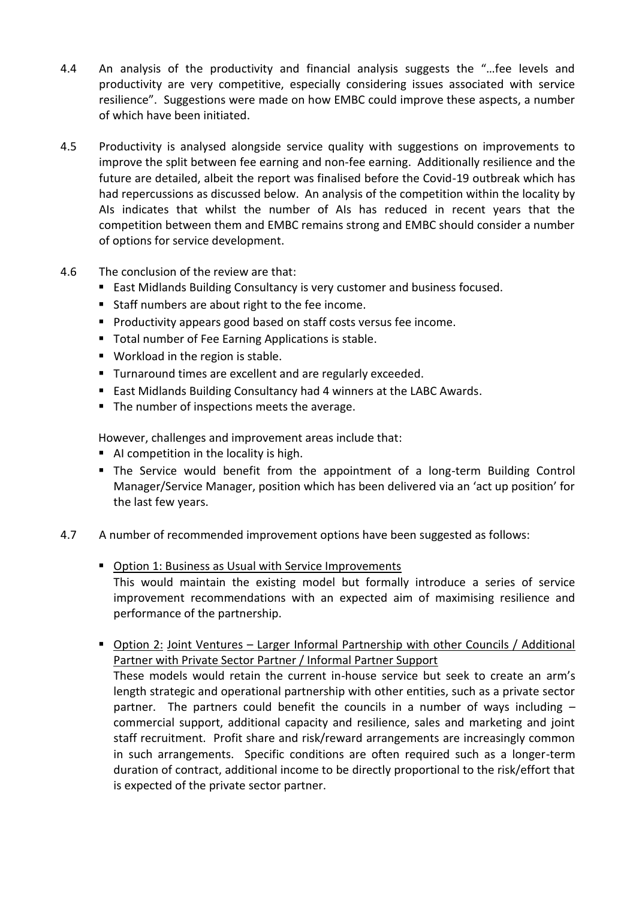4.4 An analysis of the productivity and financial analysis suggests the "…fee levels and productivity are very competitive, especially considering issues associated with service resilience". Suggestions were made on how EMBC could improve these aspects, a number of which have been initiated.

4.5 Productivity is analysed alongside service quality with suggestions on improvements to improve the split between fee earning and non-fee earning. Additionally resilience and the future are detailed, albeit the report was finalised before the Covid-19 outbreak which has had repercussions as discussed below. An analysis of the competition within the locality by AIs indicates that whilst the number of AIs has reduced in recent years that the competition between them and EMBC remains strong and EMBC should consider a number of options for service development.

4.6 The conclusion of the review are that:

- East Midlands Building Consultancy is very customer and business focused.
- Staff numbers are about right to the fee income.
- Productivity appears good based on staff costs versus fee income.
- Total number of Fee Earning Applications is stable.
- Workload in the region is stable.
- Turnaround times are excellent and are regularly exceeded.
- East Midlands Building Consultancy had 4 winners at the LABC Awards.
- The number of inspections meets the average.

However, challenges and improvement areas include that:

- AI competition in the locality is high.
- The Service would benefit from the appointment of a long-term Building Control Manager/Service Manager, position which has been delivered via an 'act up position' for the last few years.

4.7 A number of recommended improvement options have been suggested as follows:

- <u>Option 1: Business as Usual with Service Improvements</u>
  This would maintain the existing model but formally introduce a series of service improvement recommendations with an expected aim of maximising resilience and performance of the partnership.

- <u>Option 2:</u> <u>Joint Ventures – Larger Informal Partnership with other Councils / Additional Partner with Private Sector Partner / Informal Partner Support</u>
  These models would retain the current in-house service but seek to create an arm's length strategic and operational partnership with other entities, such as a private sector partner. The partners could benefit the councils in a number of ways including – commercial support, additional capacity and resilience, sales and marketing and joint staff recruitment. Profit share and risk/reward arrangements are increasingly common in such arrangements. Specific conditions are often required such as a longer-term duration of contract, additional income to be directly proportional to the risk/effort that is expected of the private sector partner.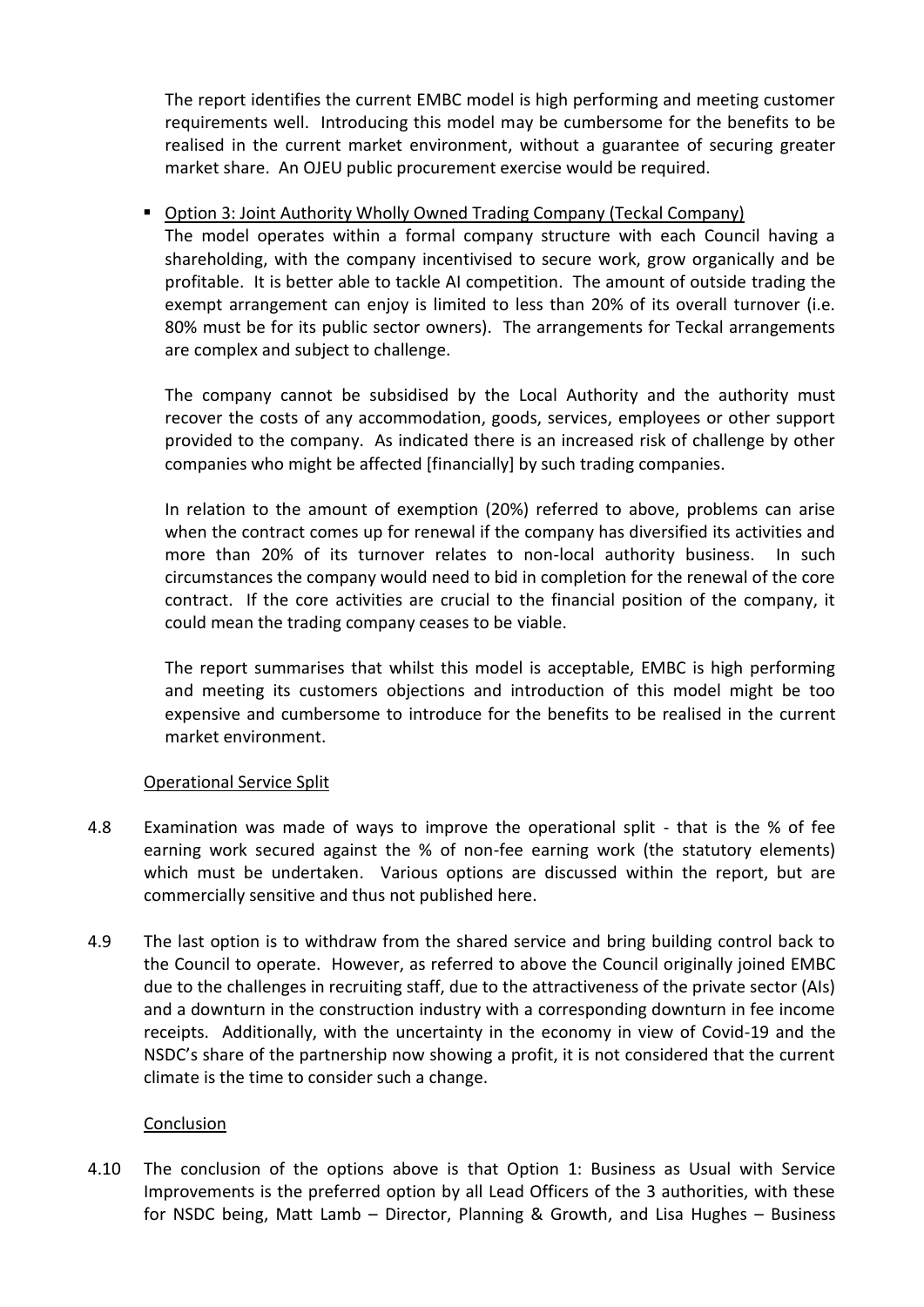The report identifies the current EMBC model is high performing and meeting customer requirements well. Introducing this model may be cumbersome for the benefits to be realised in the current market environment, without a guarantee of securing greater market share. An OJEU public procurement exercise would be required.

- Option 3: Joint Authority Wholly Owned Trading Company (Teckal Company)

  The model operates within a formal company structure with each Council having a shareholding, with the company incentivised to secure work, grow organically and be profitable. It is better able to tackle AI competition. The amount of outside trading the exempt arrangement can enjoy is limited to less than 20% of its overall turnover (i.e. 80% must be for its public sector owners). The arrangements for Teckal arrangements are complex and subject to challenge.

  The company cannot be subsidised by the Local Authority and the authority must recover the costs of any accommodation, goods, services, employees or other support provided to the company. As indicated there is an increased risk of challenge by other companies who might be affected [financially] by such trading companies.

  In relation to the amount of exemption (20%) referred to above, problems can arise when the contract comes up for renewal if the company has diversified its activities and more than 20% of its turnover relates to non-local authority business. In such circumstances the company would need to bid in completion for the renewal of the core contract. If the core activities are crucial to the financial position of the company, it could mean the trading company ceases to be viable.

  The report summarises that whilst this model is acceptable, EMBC is high performing and meeting its customers objections and introduction of this model might be too expensive and cumbersome to introduce for the benefits to be realised in the current market environment.

Operational Service Split

4.8 Examination was made of ways to improve the operational split - that is the % of fee earning work secured against the % of non-fee earning work (the statutory elements) which must be undertaken. Various options are discussed within the report, but are commercially sensitive and thus not published here.

4.9 The last option is to withdraw from the shared service and bring building control back to the Council to operate. However, as referred to above the Council originally joined EMBC due to the challenges in recruiting staff, due to the attractiveness of the private sector (AIs) and a downturn in the construction industry with a corresponding downturn in fee income receipts. Additionally, with the uncertainty in the economy in view of Covid-19 and the NSDC's share of the partnership now showing a profit, it is not considered that the current climate is the time to consider such a change.

Conclusion

4.10 The conclusion of the options above is that Option 1: Business as Usual with Service Improvements is the preferred option by all Lead Officers of the 3 authorities, with these for NSDC being, Matt Lamb – Director, Planning & Growth, and Lisa Hughes – Business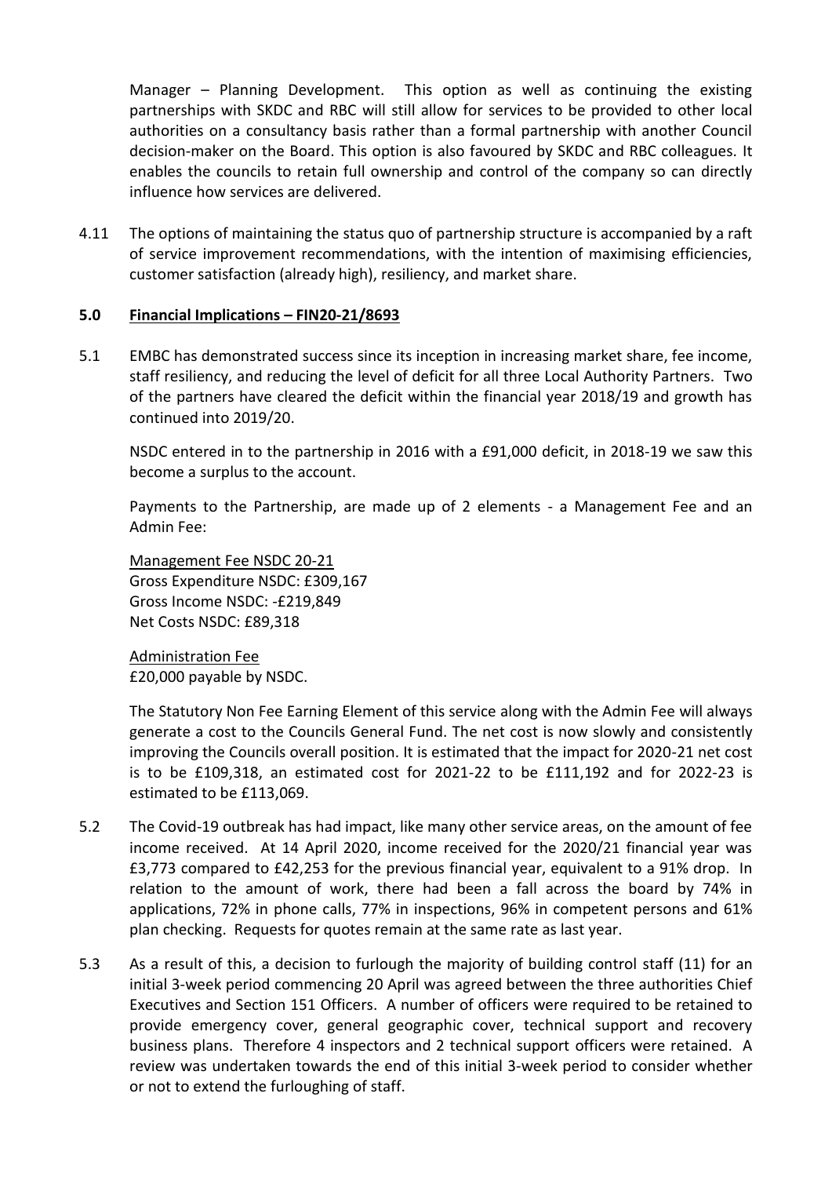Manager – Planning Development. This option as well as continuing the existing partnerships with SKDC and RBC will still allow for services to be provided to other local authorities on a consultancy basis rather than a formal partnership with another Council decision-maker on the Board. This option is also favoured by SKDC and RBC colleagues. It enables the councils to retain full ownership and control of the company so can directly influence how services are delivered.

4.11 The options of maintaining the status quo of partnership structure is accompanied by a raft of service improvement recommendations, with the intention of maximising efficiencies, customer satisfaction (already high), resiliency, and market share.

## 5.0 Financial Implications – FIN20-21/8693

5.1 EMBC has demonstrated success since its inception in increasing market share, fee income, staff resiliency, and reducing the level of deficit for all three Local Authority Partners. Two of the partners have cleared the deficit within the financial year 2018/19 and growth has continued into 2019/20.

NSDC entered in to the partnership in 2016 with a £91,000 deficit, in 2018-19 we saw this become a surplus to the account.

Payments to the Partnership, are made up of 2 elements - a Management Fee and an Admin Fee:

Management Fee NSDC 20-21
Gross Expenditure NSDC: £309,167
Gross Income NSDC: -£219,849
Net Costs NSDC: £89,318

Administration Fee
£20,000 payable by NSDC.

The Statutory Non Fee Earning Element of this service along with the Admin Fee will always generate a cost to the Councils General Fund. The net cost is now slowly and consistently improving the Councils overall position. It is estimated that the impact for 2020-21 net cost is to be £109,318, an estimated cost for 2021-22 to be £111,192 and for 2022-23 is estimated to be £113,069.

5.2 The Covid-19 outbreak has had impact, like many other service areas, on the amount of fee income received. At 14 April 2020, income received for the 2020/21 financial year was £3,773 compared to £42,253 for the previous financial year, equivalent to a 91% drop. In relation to the amount of work, there had been a fall across the board by 74% in applications, 72% in phone calls, 77% in inspections, 96% in competent persons and 61% plan checking. Requests for quotes remain at the same rate as last year.

5.3 As a result of this, a decision to furlough the majority of building control staff (11) for an initial 3-week period commencing 20 April was agreed between the three authorities Chief Executives and Section 151 Officers. A number of officers were required to be retained to provide emergency cover, general geographic cover, technical support and recovery business plans. Therefore 4 inspectors and 2 technical support officers were retained. A review was undertaken towards the end of this initial 3-week period to consider whether or not to extend the furloughing of staff.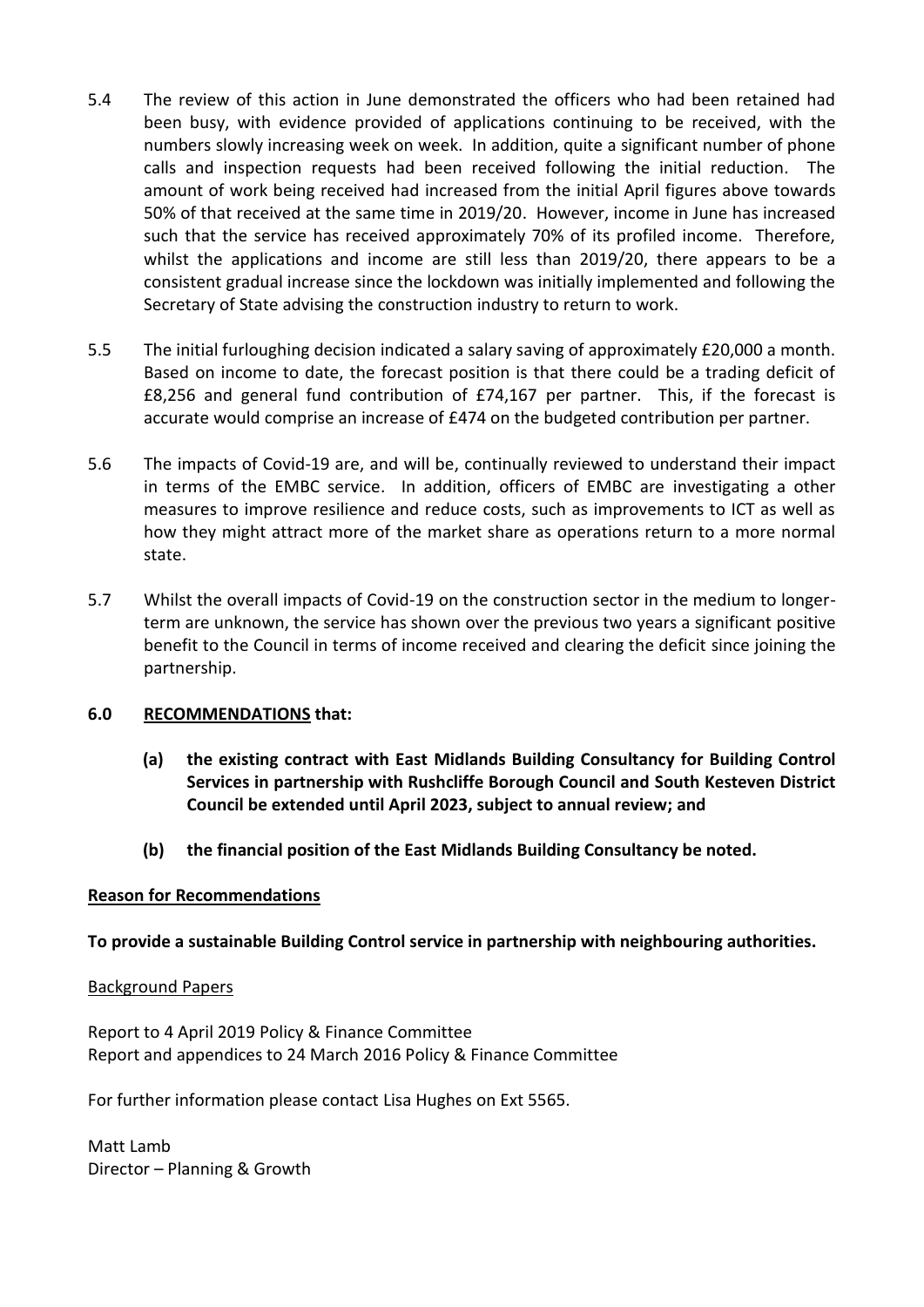5.4 The review of this action in June demonstrated the officers who had been retained had been busy, with evidence provided of applications continuing to be received, with the numbers slowly increasing week on week. In addition, quite a significant number of phone calls and inspection requests had been received following the initial reduction. The amount of work being received had increased from the initial April figures above towards 50% of that received at the same time in 2019/20. However, income in June has increased such that the service has received approximately 70% of its profiled income. Therefore, whilst the applications and income are still less than 2019/20, there appears to be a consistent gradual increase since the lockdown was initially implemented and following the Secretary of State advising the construction industry to return to work.

5.5 The initial furloughing decision indicated a salary saving of approximately £20,000 a month. Based on income to date, the forecast position is that there could be a trading deficit of £8,256 and general fund contribution of £74,167 per partner. This, if the forecast is accurate would comprise an increase of £474 on the budgeted contribution per partner.

5.6 The impacts of Covid-19 are, and will be, continually reviewed to understand their impact in terms of the EMBC service. In addition, officers of EMBC are investigating a other measures to improve resilience and reduce costs, such as improvements to ICT as well as how they might attract more of the market share as operations return to a more normal state.

5.7 Whilst the overall impacts of Covid-19 on the construction sector in the medium to longer-term are unknown, the service has shown over the previous two years a significant positive benefit to the Council in terms of income received and clearing the deficit since joining the partnership.

## 6.0 RECOMMENDATIONS that:

**(a) the existing contract with East Midlands Building Consultancy for Building Control Services in partnership with Rushcliffe Borough Council and South Kesteven District Council be extended until April 2023, subject to annual review; and**

**(b) the financial position of the East Midlands Building Consultancy be noted.**

**Reason for Recommendations**

**To provide a sustainable Building Control service in partnership with neighbouring authorities.**

Background Papers

Report to 4 April 2019 Policy & Finance Committee
Report and appendices to 24 March 2016 Policy & Finance Committee

For further information please contact Lisa Hughes on Ext 5565.

Matt Lamb
Director – Planning & Growth